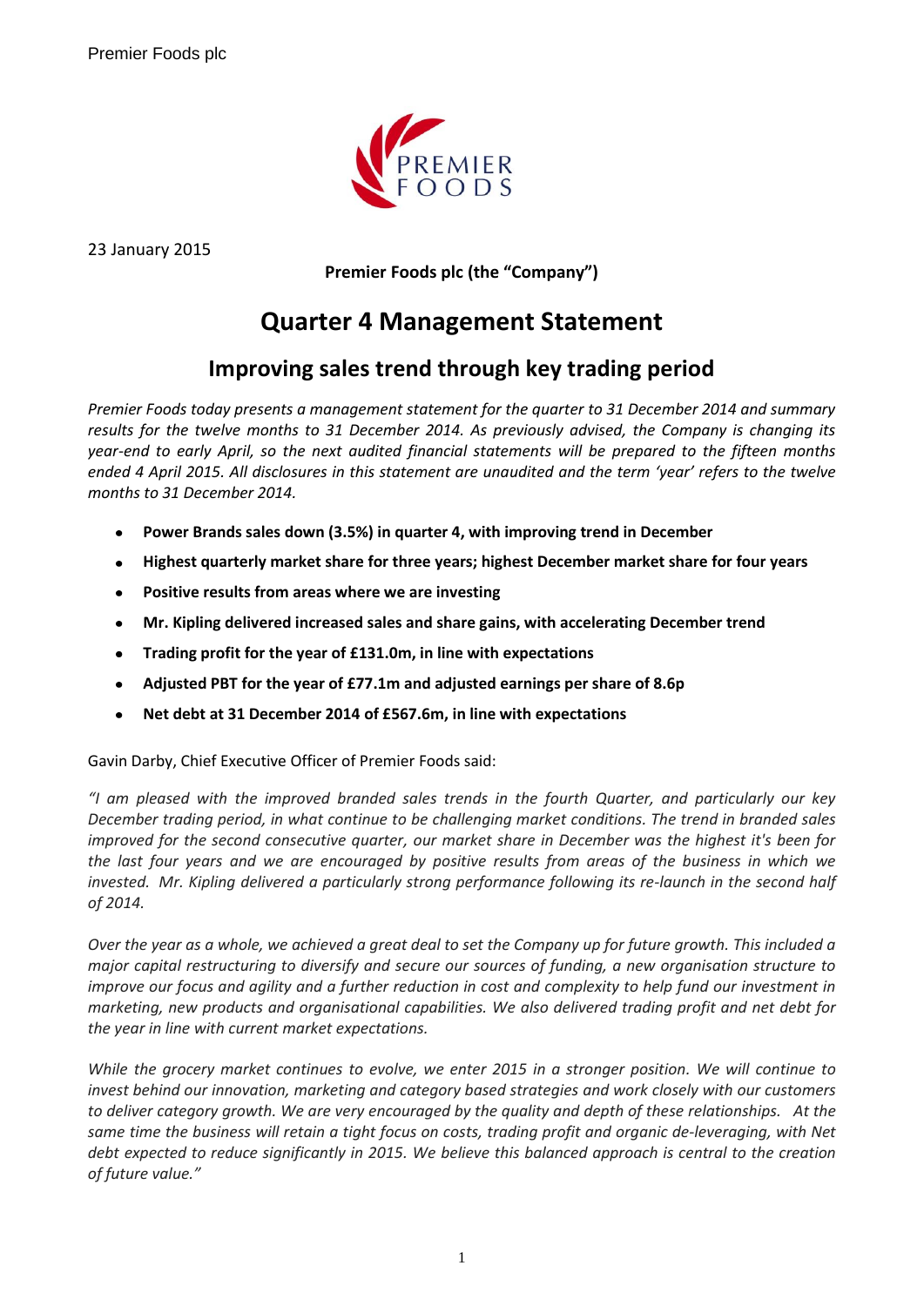Premier Foods plc

23 January 2015

**Premier Foods plc (the "Company")**

# Quarter 4 Management Statement

## Improving sales trend through key trading period

*Premier Foods today presents a management statement for the quarter to 31 December 2014 and summary results for the twelve months to 31 December 2014. As previously advised, the Company is changing its year-end to early April, so the next audited financial statements will be prepared to the fifteen months ended 4 April 2015. All disclosures in this statement are unaudited and the term 'year' refers to the twelve months to 31 December 2014.*

- **Power Brands sales down (3.5%) in quarter 4, with improving trend in December**
- **Highest quarterly market share for three years; highest December market share for four years**
- **Positive results from areas where we are investing**
- **Mr. Kipling delivered increased sales and share gains, with accelerating December trend**
- **Trading profit for the year of £131.0m, in line with expectations**
- **Adjusted PBT for the year of £77.1m and adjusted earnings per share of 8.6p**
- **Net debt at 31 December 2014 of £567.6m, in line with expectations**

Gavin Darby, Chief Executive Officer of Premier Foods said:

*"I am pleased with the improved branded sales trends in the fourth Quarter, and particularly our key December trading period, in what continue to be challenging market conditions. The trend in branded sales improved for the second consecutive quarter, our market share in December was the highest it's been for the last four years and we are encouraged by positive results from areas of the business in which we invested. Mr. Kipling delivered a particularly strong performance following its re-launch in the second half of 2014.*

*Over the year as a whole, we achieved a great deal to set the Company up for future growth. This included a major capital restructuring to diversify and secure our sources of funding, a new organisation structure to improve our focus and agility and a further reduction in cost and complexity to help fund our investment in marketing, new products and organisational capabilities. We also delivered trading profit and net debt for the year in line with current market expectations.*

*While the grocery market continues to evolve, we enter 2015 in a stronger position. We will continue to invest behind our innovation, marketing and category based strategies and work closely with our customers to deliver category growth. We are very encouraged by the quality and depth of these relationships. At the same time the business will retain a tight focus on costs, trading profit and organic de-leveraging, with Net debt expected to reduce significantly in 2015. We believe this balanced approach is central to the creation of future value."*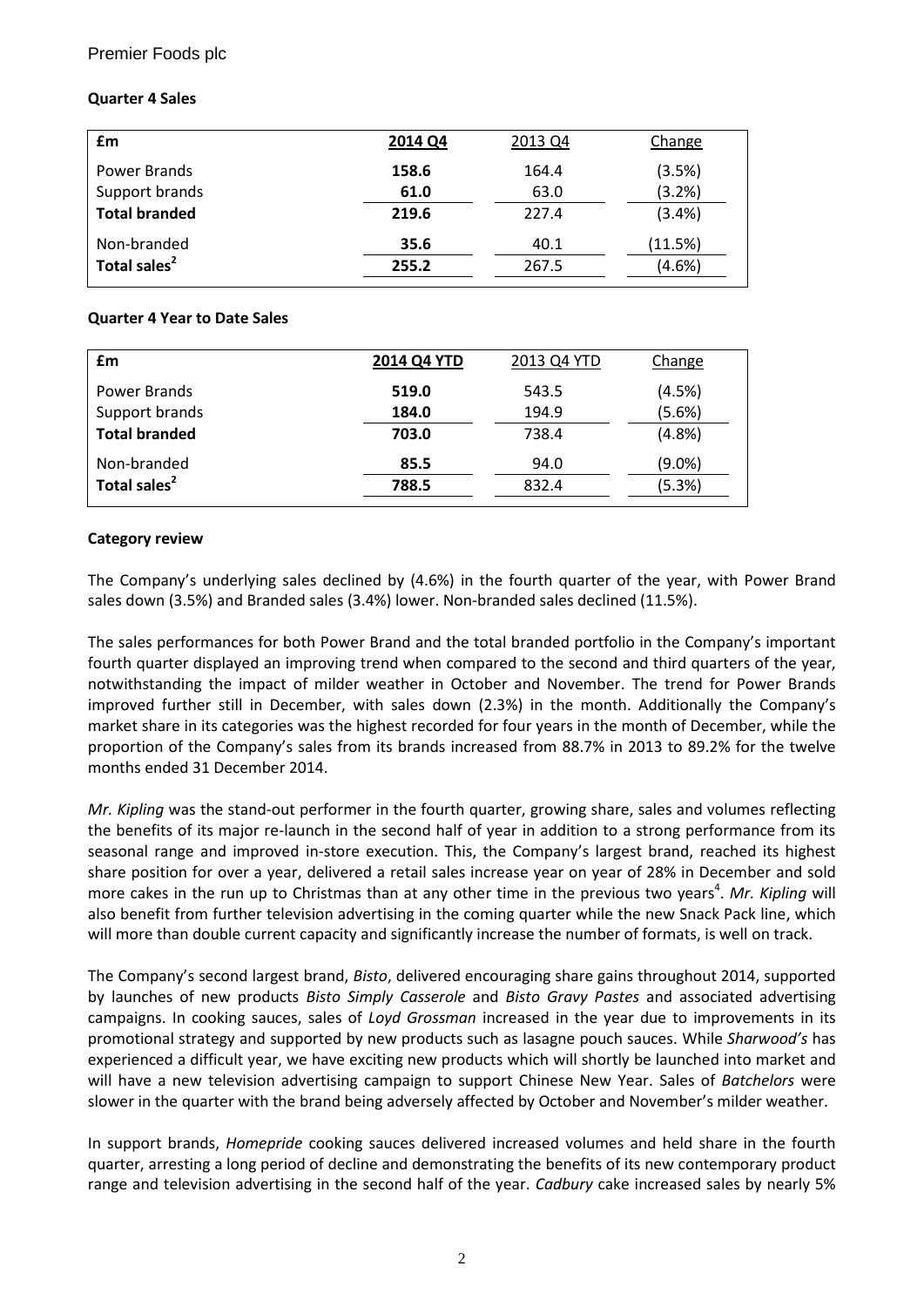### Quarter 4 Sales

| £m | 2014 Q4 | 2013 Q4 | Change |
|---|---|---|---|
| Power Brands | **158.6** | 164.4 | (3.5%) |
| Support brands | **61.0** | 63.0 | (3.2%) |
| **Total branded** | **219.6** | 227.4 | (3.4%) |
| Non-branded | **35.6** | 40.1 | (11.5%) |
| **Total sales[2]** | **255.2** | 267.5 | (4.6%) |

### Quarter 4 Year to Date Sales

| £m | 2014 Q4 YTD | 2013 Q4 YTD | Change |
|---|---|---|---|
| Power Brands | **519.0** | 543.5 | (4.5%) |
| Support brands | **184.0** | 194.9 | (5.6%) |
| **Total branded** | **703.0** | 738.4 | (4.8%) |
| Non-branded | **85.5** | 94.0 | (9.0%) |
| **Total sales[2]** | **788.5** | 832.4 | (5.3%) |

### Category review

The Company's underlying sales declined by (4.6%) in the fourth quarter of the year, with Power Brand sales down (3.5%) and Branded sales (3.4%) lower. Non-branded sales declined (11.5%).

The sales performances for both Power Brand and the total branded portfolio in the Company's important fourth quarter displayed an improving trend when compared to the second and third quarters of the year, notwithstanding the impact of milder weather in October and November. The trend for Power Brands improved further still in December, with sales down (2.3%) in the month. Additionally the Company's market share in its categories was the highest recorded for four years in the month of December, while the proportion of the Company's sales from its brands increased from 88.7% in 2013 to 89.2% for the twelve months ended 31 December 2014.

*Mr. Kipling* was the stand-out performer in the fourth quarter, growing share, sales and volumes reflecting the benefits of its major re-launch in the second half of year in addition to a strong performance from its seasonal range and improved in-store execution. This, the Company's largest brand, reached its highest share position for over a year, delivered a retail sales increase year on year of 28% in December and sold more cakes in the run up to Christmas than at any other time in the previous two years[4]. *Mr. Kipling* will also benefit from further television advertising in the coming quarter while the new Snack Pack line, which will more than double current capacity and significantly increase the number of formats, is well on track.

The Company's second largest brand, *Bisto*, delivered encouraging share gains throughout 2014, supported by launches of new products *Bisto Simply Casserole* and *Bisto Gravy Pastes* and associated advertising campaigns. In cooking sauces, sales of *Loyd Grossman* increased in the year due to improvements in its promotional strategy and supported by new products such as lasagne pouch sauces. While *Sharwood's* has experienced a difficult year, we have exciting new products which will shortly be launched into market and will have a new television advertising campaign to support Chinese New Year. Sales of *Batchelors* were slower in the quarter with the brand being adversely affected by October and November's milder weather.

In support brands, *Homepride* cooking sauces delivered increased volumes and held share in the fourth quarter, arresting a long period of decline and demonstrating the benefits of its new contemporary product range and television advertising in the second half of the year. *Cadbury* cake increased sales by nearly 5%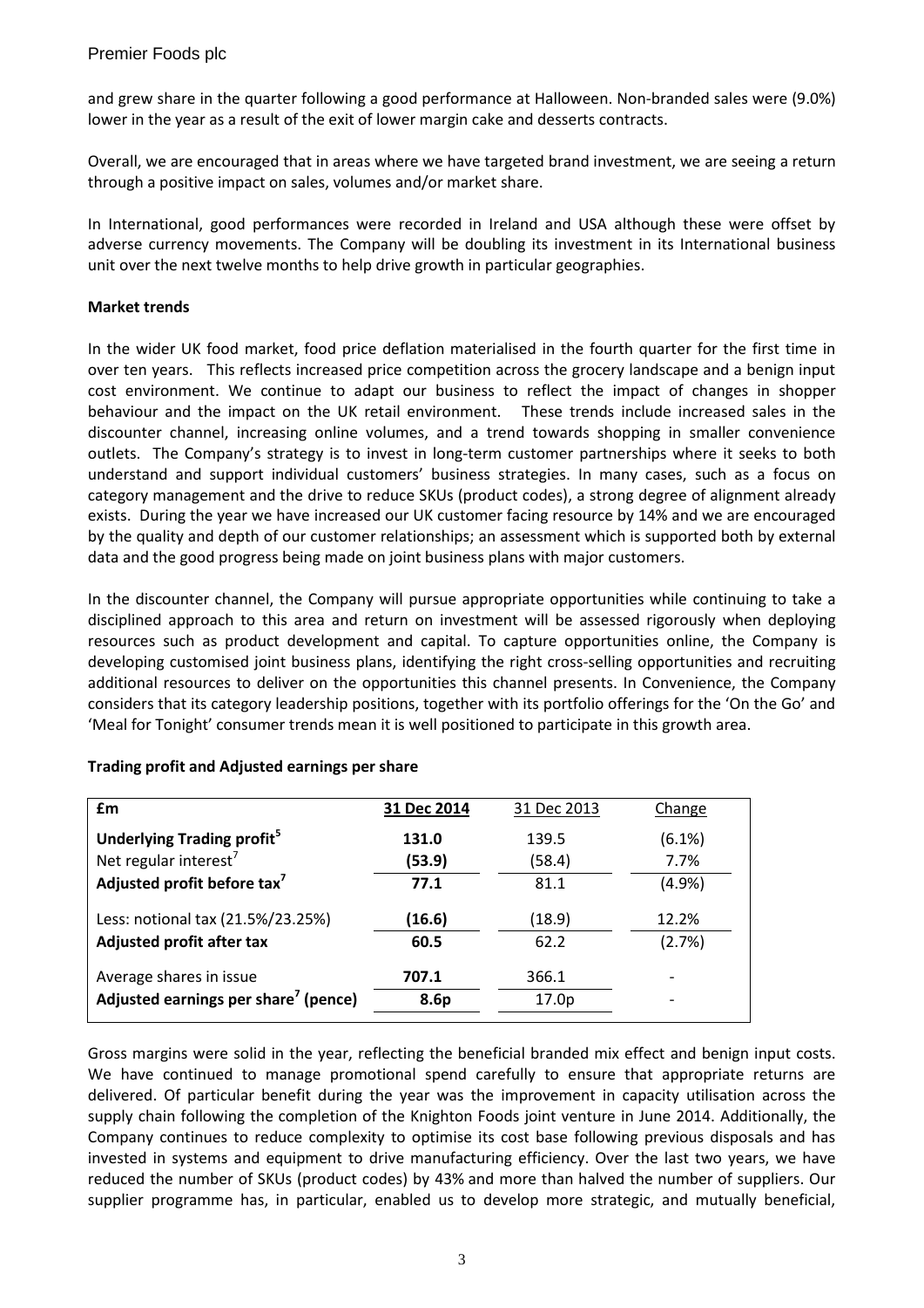and grew share in the quarter following a good performance at Halloween. Non-branded sales were (9.0%) lower in the year as a result of the exit of lower margin cake and desserts contracts.

Overall, we are encouraged that in areas where we have targeted brand investment, we are seeing a return through a positive impact on sales, volumes and/or market share.

In International, good performances were recorded in Ireland and USA although these were offset by adverse currency movements. The Company will be doubling its investment in its International business unit over the next twelve months to help drive growth in particular geographies.

**Market trends**

In the wider UK food market, food price deflation materialised in the fourth quarter for the first time in over ten years. This reflects increased price competition across the grocery landscape and a benign input cost environment. We continue to adapt our business to reflect the impact of changes in shopper behaviour and the impact on the UK retail environment. These trends include increased sales in the discounter channel, increasing online volumes, and a trend towards shopping in smaller convenience outlets. The Company's strategy is to invest in long-term customer partnerships where it seeks to both understand and support individual customers' business strategies. In many cases, such as a focus on category management and the drive to reduce SKUs (product codes), a strong degree of alignment already exists. During the year we have increased our UK customer facing resource by 14% and we are encouraged by the quality and depth of our customer relationships; an assessment which is supported both by external data and the good progress being made on joint business plans with major customers.

In the discounter channel, the Company will pursue appropriate opportunities while continuing to take a disciplined approach to this area and return on investment will be assessed rigorously when deploying resources such as product development and capital. To capture opportunities online, the Company is developing customised joint business plans, identifying the right cross-selling opportunities and recruiting additional resources to deliver on the opportunities this channel presents. In Convenience, the Company considers that its category leadership positions, together with its portfolio offerings for the 'On the Go' and 'Meal for Tonight' consumer trends mean it is well positioned to participate in this growth area.

**Trading profit and Adjusted earnings per share**

| £m | 31 Dec 2014 | 31 Dec 2013 | Change |
|---|---|---|---|
| **Underlying Trading profit[5]** | **131.0** | 139.5 | (6.1%) |
| Net regular interest[7] | **(53.9)** | (58.4) | 7.7% |
| **Adjusted profit before tax[7]** | **77.1** | 81.1 | (4.9%) |
| Less: notional tax (21.5%/23.25%) | **(16.6)** | (18.9) | 12.2% |
| **Adjusted profit after tax** | **60.5** | 62.2 | (2.7%) |
| Average shares in issue | **707.1** | 366.1 | - |
| **Adjusted earnings per share[7] (pence)** | **8.6p** | 17.0p | - |

Gross margins were solid in the year, reflecting the beneficial branded mix effect and benign input costs. We have continued to manage promotional spend carefully to ensure that appropriate returns are delivered. Of particular benefit during the year was the improvement in capacity utilisation across the supply chain following the completion of the Knighton Foods joint venture in June 2014. Additionally, the Company continues to reduce complexity to optimise its cost base following previous disposals and has invested in systems and equipment to drive manufacturing efficiency. Over the last two years, we have reduced the number of SKUs (product codes) by 43% and more than halved the number of suppliers. Our supplier programme has, in particular, enabled us to develop more strategic, and mutually beneficial,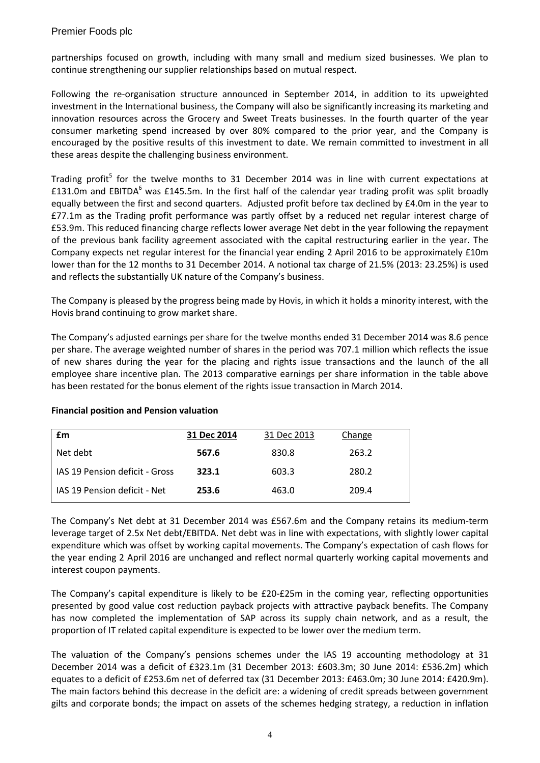partnerships focused on growth, including with many small and medium sized businesses. We plan to continue strengthening our supplier relationships based on mutual respect.

Following the re-organisation structure announced in September 2014, in addition to its upweighted investment in the International business, the Company will also be significantly increasing its marketing and innovation resources across the Grocery and Sweet Treats businesses. In the fourth quarter of the year consumer marketing spend increased by over 80% compared to the prior year, and the Company is encouraged by the positive results of this investment to date. We remain committed to investment in all these areas despite the challenging business environment.

Trading profit[5] for the twelve months to 31 December 2014 was in line with current expectations at £131.0m and EBITDA[6] was £145.5m. In the first half of the calendar year trading profit was split broadly equally between the first and second quarters. Adjusted profit before tax declined by £4.0m in the year to £77.1m as the Trading profit performance was partly offset by a reduced net regular interest charge of £53.9m. This reduced financing charge reflects lower average Net debt in the year following the repayment of the previous bank facility agreement associated with the capital restructuring earlier in the year. The Company expects net regular interest for the financial year ending 2 April 2016 to be approximately £10m lower than for the 12 months to 31 December 2014. A notional tax charge of 21.5% (2013: 23.25%) is used and reflects the substantially UK nature of the Company's business.

The Company is pleased by the progress being made by Hovis, in which it holds a minority interest, with the Hovis brand continuing to grow market share.

The Company's adjusted earnings per share for the twelve months ended 31 December 2014 was 8.6 pence per share. The average weighted number of shares in the period was 707.1 million which reflects the issue of new shares during the year for the placing and rights issue transactions and the launch of the all employee share incentive plan. The 2013 comparative earnings per share information in the table above has been restated for the bonus element of the rights issue transaction in March 2014.

**Financial position and Pension valuation**

| £m | 31 Dec 2014 | 31 Dec 2013 | Change |
|---|---|---|---|
| Net debt | **567.6** | 830.8 | 263.2 |
| IAS 19 Pension deficit - Gross | **323.1** | 603.3 | 280.2 |
| IAS 19 Pension deficit - Net | **253.6** | 463.0 | 209.4 |

The Company's Net debt at 31 December 2014 was £567.6m and the Company retains its medium-term leverage target of 2.5x Net debt/EBITDA. Net debt was in line with expectations, with slightly lower capital expenditure which was offset by working capital movements. The Company's expectation of cash flows for the year ending 2 April 2016 are unchanged and reflect normal quarterly working capital movements and interest coupon payments.

The Company's capital expenditure is likely to be £20-£25m in the coming year, reflecting opportunities presented by good value cost reduction payback projects with attractive payback benefits. The Company has now completed the implementation of SAP across its supply chain network, and as a result, the proportion of IT related capital expenditure is expected to be lower over the medium term.

The valuation of the Company's pensions schemes under the IAS 19 accounting methodology at 31 December 2014 was a deficit of £323.1m (31 December 2013: £603.3m; 30 June 2014: £536.2m) which equates to a deficit of £253.6m net of deferred tax (31 December 2013: £463.0m; 30 June 2014: £420.9m). The main factors behind this decrease in the deficit are: a widening of credit spreads between government gilts and corporate bonds; the impact on assets of the schemes hedging strategy, a reduction in inflation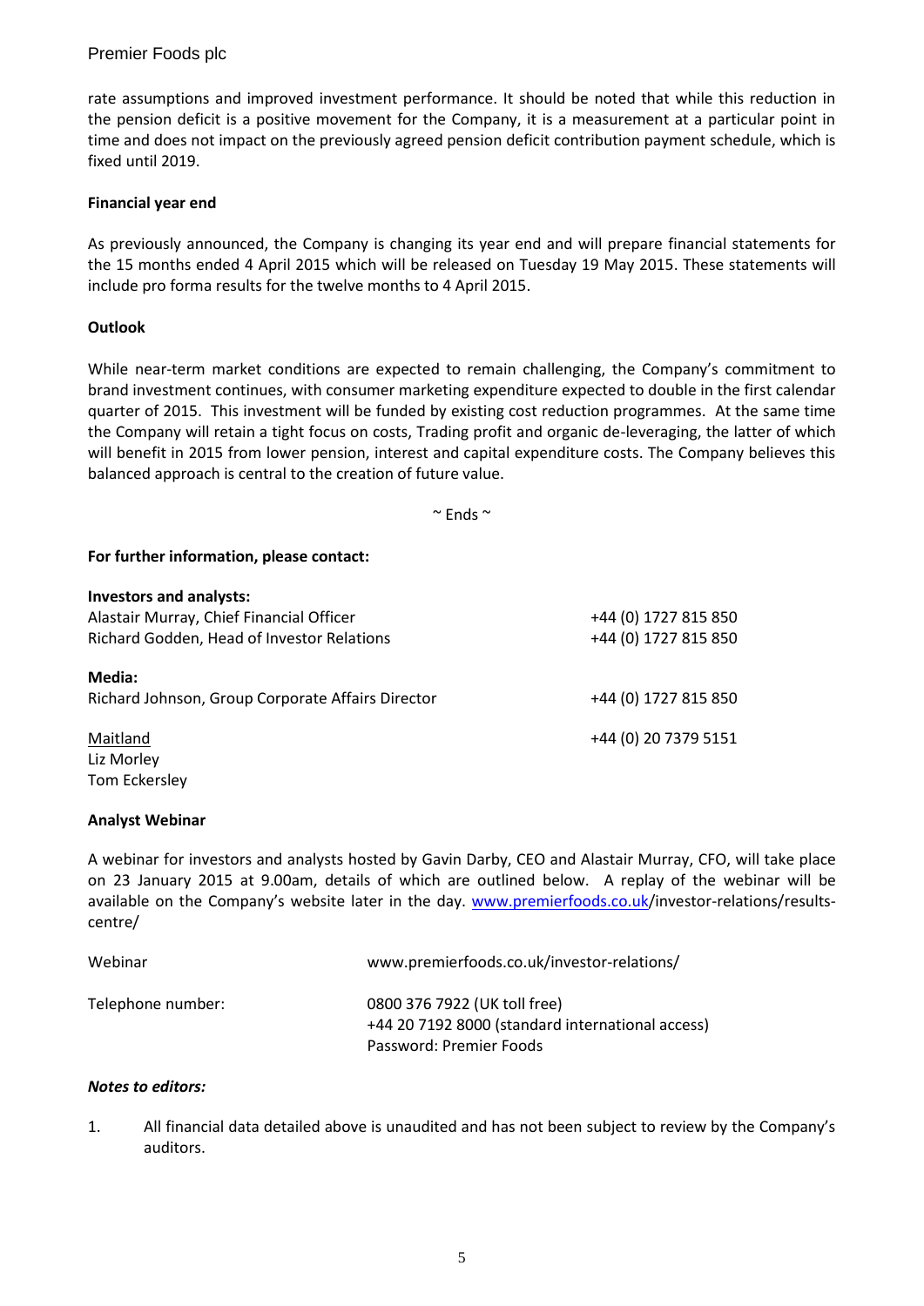rate assumptions and improved investment performance. It should be noted that while this reduction in the pension deficit is a positive movement for the Company, it is a measurement at a particular point in time and does not impact on the previously agreed pension deficit contribution payment schedule, which is fixed until 2019.

**Financial year end**

As previously announced, the Company is changing its year end and will prepare financial statements for the 15 months ended 4 April 2015 which will be released on Tuesday 19 May 2015. These statements will include pro forma results for the twelve months to 4 April 2015.

**Outlook**

While near-term market conditions are expected to remain challenging, the Company's commitment to brand investment continues, with consumer marketing expenditure expected to double in the first calendar quarter of 2015. This investment will be funded by existing cost reduction programmes. At the same time the Company will retain a tight focus on costs, Trading profit and organic de-leveraging, the latter of which will benefit in 2015 from lower pension, interest and capital expenditure costs. The Company believes this balanced approach is central to the creation of future value.

~ Ends ~

**For further information, please contact:**

**Investors and analysts:**

| | |
|---|---|
| Alastair Murray, Chief Financial Officer | +44 (0) 1727 815 850 |
| Richard Godden, Head of Investor Relations | +44 (0) 1727 815 850 |

**Media:**

| | |
|---|---|
| Richard Johnson, Group Corporate Affairs Director | +44 (0) 1727 815 850 |
| Maitland | +44 (0) 20 7379 5151 |
| Liz Morley | |
| Tom Eckersley | |

**Analyst Webinar**

A webinar for investors and analysts hosted by Gavin Darby, CEO and Alastair Murray, CFO, will take place on 23 January 2015 at 9.00am, details of which are outlined below. A replay of the webinar will be available on the Company's website later in the day. www.premierfoods.co.uk/investor-relations/results-centre/

| | |
|---|---|
| Webinar | www.premierfoods.co.uk/investor-relations/ |
| Telephone number: | 0800 376 7922 (UK toll free)<br>+44 20 7192 8000 (standard international access)<br>Password: Premier Foods |

***Notes to editors:***

1. All financial data detailed above is unaudited and has not been subject to review by the Company's auditors.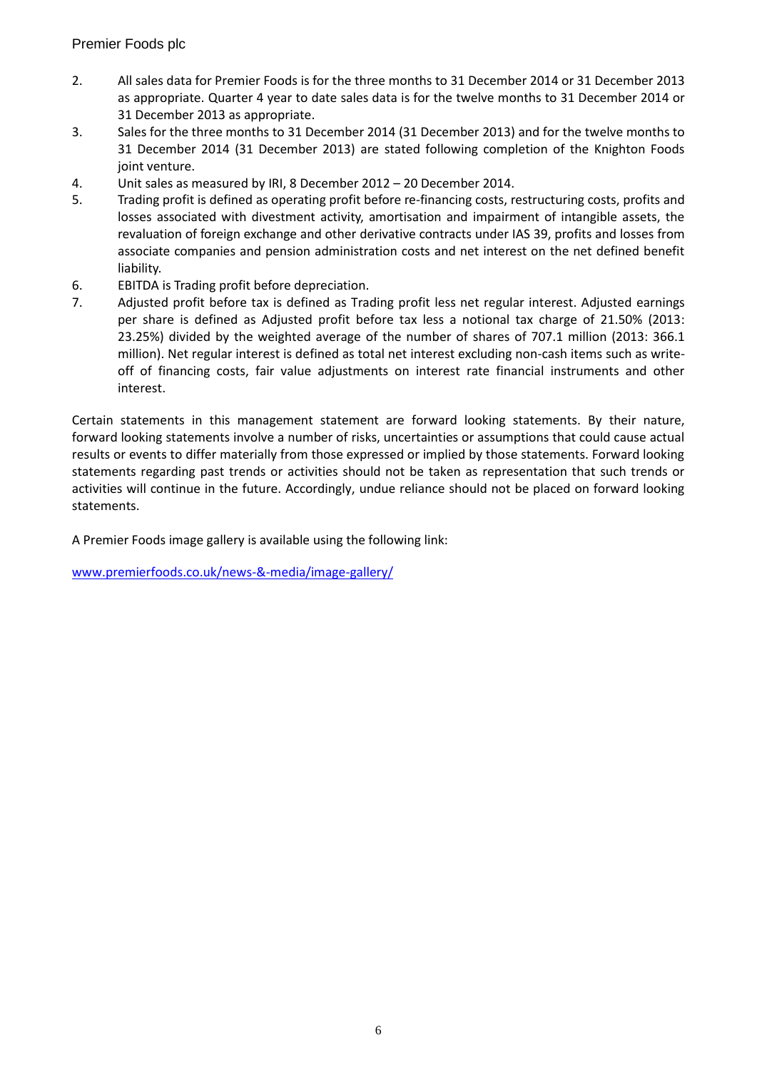2. All sales data for Premier Foods is for the three months to 31 December 2014 or 31 December 2013 as appropriate. Quarter 4 year to date sales data is for the twelve months to 31 December 2014 or 31 December 2013 as appropriate.
3. Sales for the three months to 31 December 2014 (31 December 2013) and for the twelve months to 31 December 2014 (31 December 2013) are stated following completion of the Knighton Foods joint venture.
4. Unit sales as measured by IRI, 8 December 2012 – 20 December 2014.
5. Trading profit is defined as operating profit before re-financing costs, restructuring costs, profits and losses associated with divestment activity, amortisation and impairment of intangible assets, the revaluation of foreign exchange and other derivative contracts under IAS 39, profits and losses from associate companies and pension administration costs and net interest on the net defined benefit liability.
6. EBITDA is Trading profit before depreciation.
7. Adjusted profit before tax is defined as Trading profit less net regular interest. Adjusted earnings per share is defined as Adjusted profit before tax less a notional tax charge of 21.50% (2013: 23.25%) divided by the weighted average of the number of shares of 707.1 million (2013: 366.1 million). Net regular interest is defined as total net interest excluding non-cash items such as write-off of financing costs, fair value adjustments on interest rate financial instruments and other interest.

Certain statements in this management statement are forward looking statements. By their nature, forward looking statements involve a number of risks, uncertainties or assumptions that could cause actual results or events to differ materially from those expressed or implied by those statements. Forward looking statements regarding past trends or activities should not be taken as representation that such trends or activities will continue in the future. Accordingly, undue reliance should not be placed on forward looking statements.

A Premier Foods image gallery is available using the following link:

[www.premierfoods.co.uk/news-&-media/image-gallery/](www.premierfoods.co.uk/news-&-media/image-gallery/)